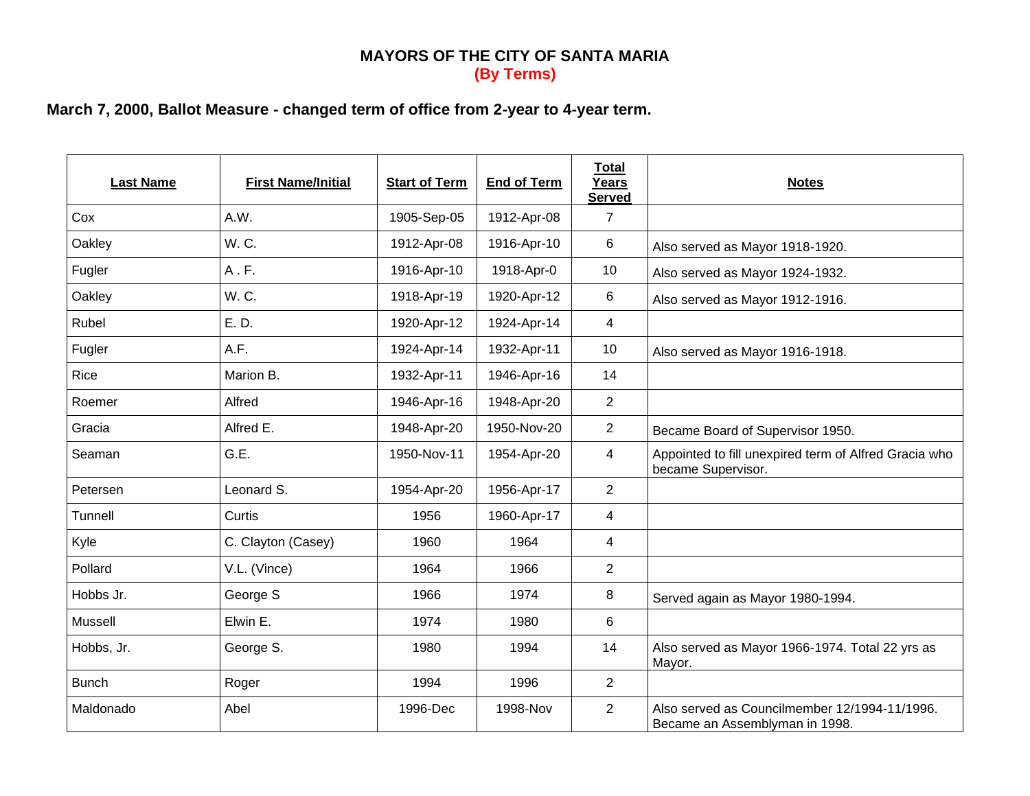# MAYORS OF THE CITY OF SANTA MARIA
## (By Terms)

**March 7, 2000, Ballot Measure - changed term of office from 2-year to 4-year term.**

| Last Name | First Name/Initial | Start of Term | End of Term | Total Years Served | Notes |
|---|---|---|---|---|---|
| Cox | A.W. | 1905-Sep-05 | 1912-Apr-08 | 7 | |
| Oakley | W. C. | 1912-Apr-08 | 1916-Apr-10 | 6 | Also served as Mayor 1918-1920. |
| Fugler | A . F. | 1916-Apr-10 | 1918-Apr-0 | 10 | Also served as Mayor 1924-1932. |
| Oakley | W. C. | 1918-Apr-19 | 1920-Apr-12 | 6 | Also served as Mayor 1912-1916. |
| Rubel | E. D. | 1920-Apr-12 | 1924-Apr-14 | 4 | |
| Fugler | A.F. | 1924-Apr-14 | 1932-Apr-11 | 10 | Also served as Mayor 1916-1918. |
| Rice | Marion B. | 1932-Apr-11 | 1946-Apr-16 | 14 | |
| Roemer | Alfred | 1946-Apr-16 | 1948-Apr-20 | 2 | |
| Gracia | Alfred E. | 1948-Apr-20 | 1950-Nov-20 | 2 | Became Board of Supervisor 1950. |
| Seaman | G.E. | 1950-Nov-11 | 1954-Apr-20 | 4 | Appointed to fill unexpired term of Alfred Gracia who became Supervisor. |
| Petersen | Leonard S. | 1954-Apr-20 | 1956-Apr-17 | 2 | |
| Tunnell | Curtis | 1956 | 1960-Apr-17 | 4 | |
| Kyle | C. Clayton (Casey) | 1960 | 1964 | 4 | |
| Pollard | V.L. (Vince) | 1964 | 1966 | 2 | |
| Hobbs Jr. | George S | 1966 | 1974 | 8 | Served again as Mayor 1980-1994. |
| Mussell | Elwin E. | 1974 | 1980 | 6 | |
| Hobbs, Jr. | George S. | 1980 | 1994 | 14 | Also served as Mayor 1966-1974. Total 22 yrs as Mayor. |
| Bunch | Roger | 1994 | 1996 | 2 | |
| Maldonado | Abel | 1996-Dec | 1998-Nov | 2 | Also served as Councilmember 12/1994-11/1996. Became an Assemblyman in 1998. |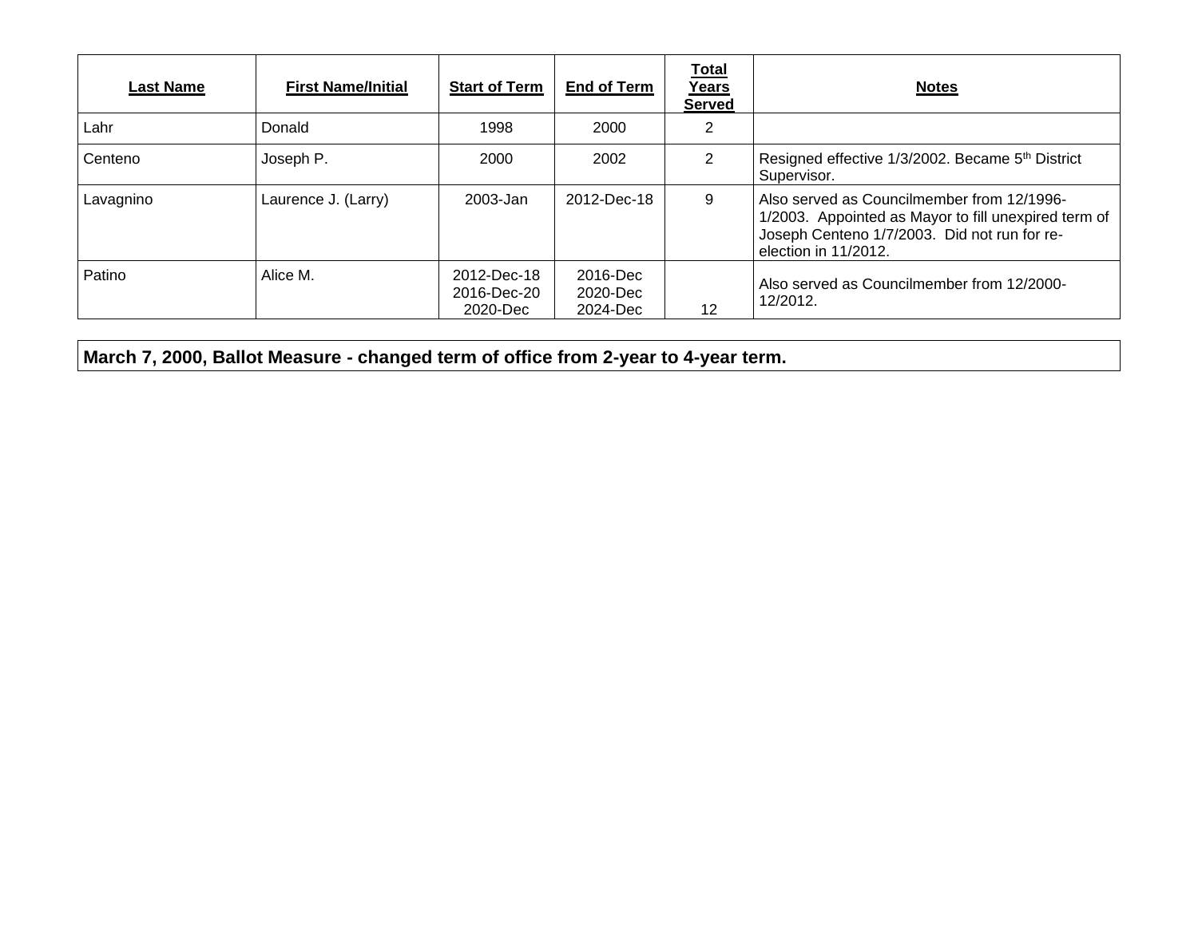| Last Name | First Name/Initial | Start of Term | End of Term | Total Years Served | Notes |
|---|---|---|---|---|---|
| Lahr | Donald | 1998 | 2000 | 2 | |
| Centeno | Joseph P. | 2000 | 2002 | 2 | Resigned effective 1/3/2002. Became 5th District Supervisor. |
| Lavagnino | Laurence J. (Larry) | 2003-Jan | 2012-Dec-18 | 9 | Also served as Councilmember from 12/1996-1/2003. Appointed as Mayor to fill unexpired term of Joseph Centeno 1/7/2003. Did not run for re-election in 11/2012. |
| Patino | Alice M. | 2012-Dec-18<br>2016-Dec-20<br>2020-Dec | 2016-Dec<br>2020-Dec<br>2024-Dec | 12 | Also served as Councilmember from 12/2000-12/2012. |

**March 7, 2000, Ballot Measure - changed term of office from 2-year to 4-year term.**